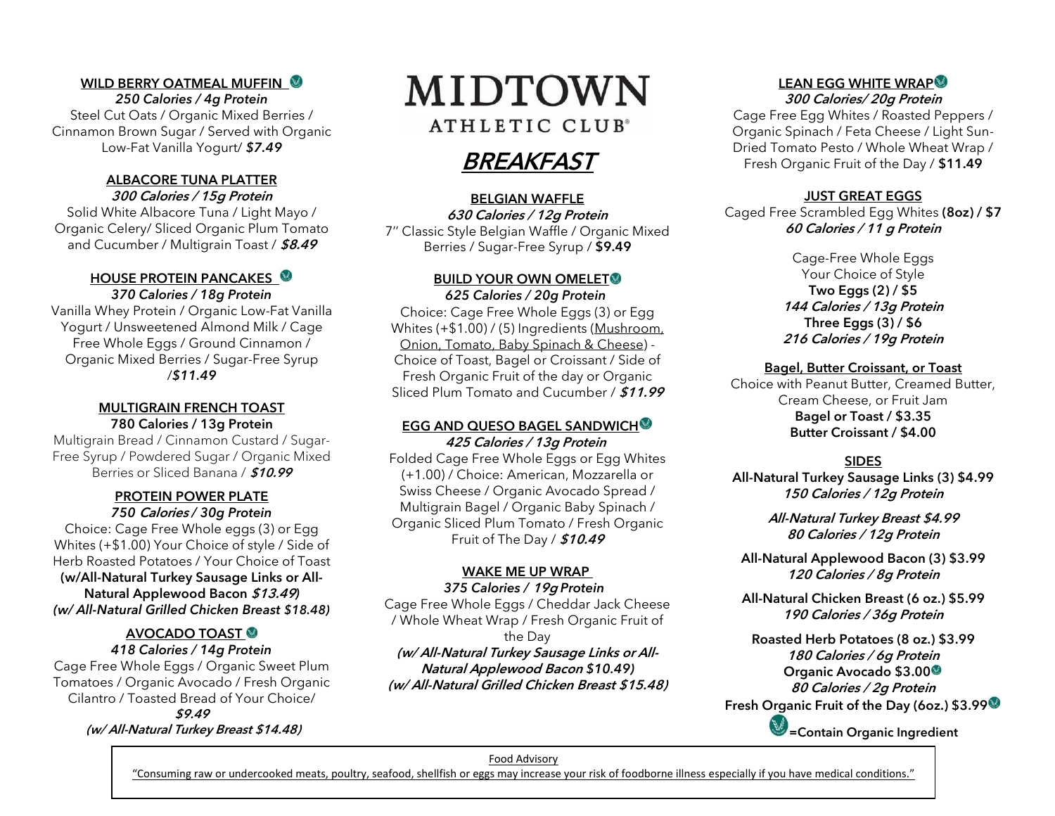# MIDTOWN ATHLETIC CLUB

## BREAKFAST

### WILD BERRY OATMEAL MUFFIN

***250 Calories / 4g Protein***

Steel Cut Oats / Organic Mixed Berries / Cinnamon Brown Sugar / Served with Organic Low-Fat Vanilla Yogurt/ ***$7.49***

### ALBACORE TUNA PLATTER

***300 Calories / 15g Protein***

Solid White Albacore Tuna / Light Mayo / Organic Celery/ Sliced Organic Plum Tomato and Cucumber / Multigrain Toast / ***$8.49***

### HOUSE PROTEIN PANCAKES

***370 Calories / 18g Protein***

Vanilla Whey Protein / Organic Low-Fat Vanilla Yogurt / Unsweetened Almond Milk / Cage Free Whole Eggs / Ground Cinnamon / Organic Mixed Berries / Sugar-Free Syrup /***$11.49***

### MULTIGRAIN FRENCH TOAST

**780 Calories / 13g Protein**

Multigrain Bread / Cinnamon Custard / Sugar-Free Syrup / Powdered Sugar / Organic Mixed Berries or Sliced Banana / ***$10.99***

### PROTEIN POWER PLATE

***750 Calories / 30g Protein***

Choice: Cage Free Whole eggs (3) or Egg Whites (+$1.00) Your Choice of style / Side of Herb Roasted Potatoes / Your Choice of Toast **(w/All-Natural Turkey Sausage Links or All-Natural Applewood Bacon *$13.49*)**
***(w/ All-Natural Grilled Chicken Breast $18.48)***

### AVOCADO TOAST

***418 Calories / 14g Protein***

Cage Free Whole Eggs / Organic Sweet Plum Tomatoes / Organic Avocado / Fresh Organic Cilantro / Toasted Bread of Your Choice/ ***$9.49***
***(w/ All-Natural Turkey Breast $14.48)***

### BELGIAN WAFFLE

***630 Calories / 12g Protein***

7" Classic Style Belgian Waffle / Organic Mixed Berries / Sugar-Free Syrup / **$9.49**

### BUILD YOUR OWN OMELET

***625 Calories / 20g Protein***

Choice: Cage Free Whole Eggs (3) or Egg Whites (+$1.00) / (5) Ingredients (Mushroom, Onion, Tomato, Baby Spinach & Cheese) - Choice of Toast, Bagel or Croissant / Side of Fresh Organic Fruit of the day or Organic Sliced Plum Tomato and Cucumber / ***$11.99***

### EGG AND QUESO BAGEL SANDWICH

***425 Calories / 13g Protein***

Folded Cage Free Whole Eggs or Egg Whites (+1.00) / Choice: American, Mozzarella or Swiss Cheese / Organic Avocado Spread / Multigrain Bagel / Organic Baby Spinach / Organic Sliced Plum Tomato / Fresh Organic Fruit of The Day / ***$10.49***

### WAKE ME UP WRAP

***375 Calories / 19g Protein***

Cage Free Whole Eggs / Cheddar Jack Cheese / Whole Wheat Wrap / Fresh Organic Fruit of the Day
***(w/ All-Natural Turkey Sausage Links or All-Natural Applewood Bacon $10.49)***
***(w/ All-Natural Grilled Chicken Breast $15.48)***

### LEAN EGG WHITE WRAP

***300 Calories/ 20g Protein***

Cage Free Egg Whites / Roasted Peppers / Organic Spinach / Feta Cheese / Light Sun-Dried Tomato Pesto / Whole Wheat Wrap / Fresh Organic Fruit of the Day / **$11.49**

### JUST GREAT EGGS

Caged Free Scrambled Egg Whites **(8oz) / $7**
***60 Calories / 11 g Protein***

Cage-Free Whole Eggs
Your Choice of Style
**Two Eggs (2) / $5**
***144 Calories / 13g Protein***
**Three Eggs (3) / $6**
***216 Calories / 19g Protein***

### Bagel, Butter Croissant, or Toast

Choice with Peanut Butter, Creamed Butter, Cream Cheese, or Fruit Jam
**Bagel or Toast / $3.35**
**Butter Croissant / $4.00**

### SIDES

**All-Natural Turkey Sausage Links (3) $4.99**
***150 Calories / 12g Protein***

***All-Natural Turkey Breast $4.99***
***80 Calories / 12g Protein***

**All-Natural Applewood Bacon (3) $3.99**
***120 Calories / 8g Protein***

**All-Natural Chicken Breast (6 oz.) $5.99**
***190 Calories / 36g Protein***

**Roasted Herb Potatoes (8 oz.) $3.99**
***180 Calories / 6g Protein***
**Organic Avocado $3.00**
***80 Calories / 2g Protein***
**Fresh Organic Fruit of the Day (6oz.) $3.99**

**=Contain Organic Ingredient**

Food Advisory

"Consuming raw or undercooked meats, poultry, seafood, shellfish or eggs may increase your risk of foodborne illness especially if you have medical conditions."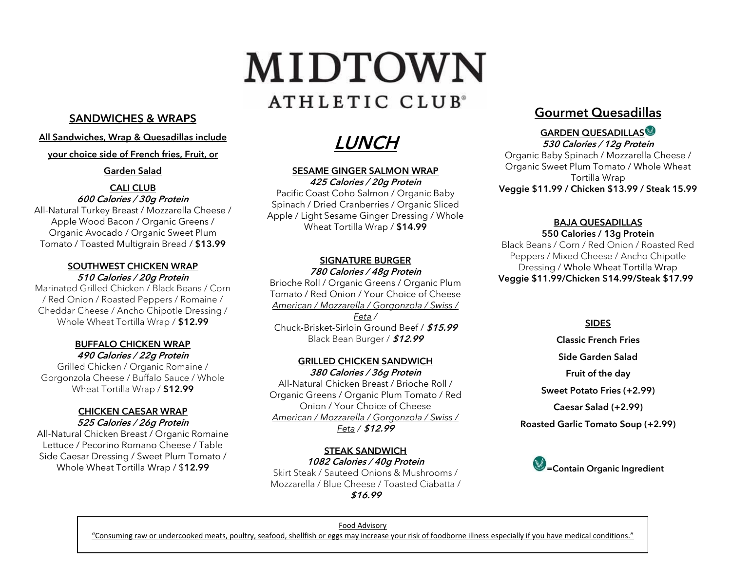# MIDTOWN ATHLETIC CLUB®

# LUNCH

## SANDWICHES & WRAPS

**All Sandwiches, Wrap & Quesadillas include your choice side of French fries, Fruit, or Garden Salad**

### CALI CLUB

***600 Calories / 30g Protein***

All-Natural Turkey Breast / Mozzarella Cheese / Apple Wood Bacon / Organic Greens / Organic Avocado / Organic Sweet Plum Tomato / Toasted Multigrain Bread / **$13.99**

### SOUTHWEST CHICKEN WRAP

***510 Calories / 20g Protein***

Marinated Grilled Chicken / Black Beans / Corn / Red Onion / Roasted Peppers / Romaine / Cheddar Cheese / Ancho Chipotle Dressing / Whole Wheat Tortilla Wrap / **$12.99**

### BUFFALO CHICKEN WRAP

***490 Calories / 22g Protein***

Grilled Chicken / Organic Romaine / Gorgonzola Cheese / Buffalo Sauce / Whole Wheat Tortilla Wrap / **$12.99**

### CHICKEN CAESAR WRAP

***525 Calories / 26g Protein***

All-Natural Chicken Breast / Organic Romaine Lettuce / Pecorino Romano Cheese / Table Side Caesar Dressing / Sweet Plum Tomato / Whole Wheat Tortilla Wrap / $**12.99**

### SESAME GINGER SALMON WRAP

***425 Calories / 20g Protein***

Pacific Coast Coho Salmon / Organic Baby Spinach / Dried Cranberries / Organic Sliced Apple / Light Sesame Ginger Dressing / Whole Wheat Tortilla Wrap / **$14.99**

### SIGNATURE BURGER

***780 Calories / 48g Protein***

Brioche Roll / Organic Greens / Organic Plum Tomato / Red Onion / Your Choice of Cheese *American / Mozzarella / Gorgonzola / Swiss / Feta* /

Chuck-Brisket-Sirloin Ground Beef / ***$15.99***

Black Bean Burger / ***$12.99***

### GRILLED CHICKEN SANDWICH

***380 Calories / 36g Protein***

All-Natural Chicken Breast / Brioche Roll / Organic Greens / Organic Plum Tomato / Red Onion / Your Choice of Cheese *American / Mozzarella / Gorgonzola / Swiss / Feta* / ***$12.99***

### STEAK SANDWICH

***1082 Calories / 40g Protein***

Skirt Steak / Sauteed Onions & Mushrooms / Mozzarella / Blue Cheese / Toasted Ciabatta / ***$16.99***

## Gourmet Quesadillas

### GARDEN QUESADILLAS

***530 Calories / 12g Protein***

Organic Baby Spinach / Mozzarella Cheese / Organic Sweet Plum Tomato / Whole Wheat Tortilla Wrap

**Veggie $11.99 / Chicken $13.99 / Steak 15.99**

### BAJA QUESADILLAS

**550 Calories / 13g Protein**

Black Beans / Corn / Red Onion / Roasted Red Peppers / Mixed Cheese / Ancho Chipotle Dressing / Whole Wheat Tortilla Wrap

**Veggie $11.99/Chicken $14.99/Steak $17.99**

### SIDES

**Classic French Fries**

**Side Garden Salad**

**Fruit of the day**

**Sweet Potato Fries (+2.99)**

**Caesar Salad (+2.99)**

**Roasted Garlic Tomato Soup (+2.99)**

**=Contain Organic Ingredient**

Food Advisory

"Consuming raw or undercooked meats, poultry, seafood, shellfish or eggs may increase your risk of foodborne illness especially if you have medical conditions."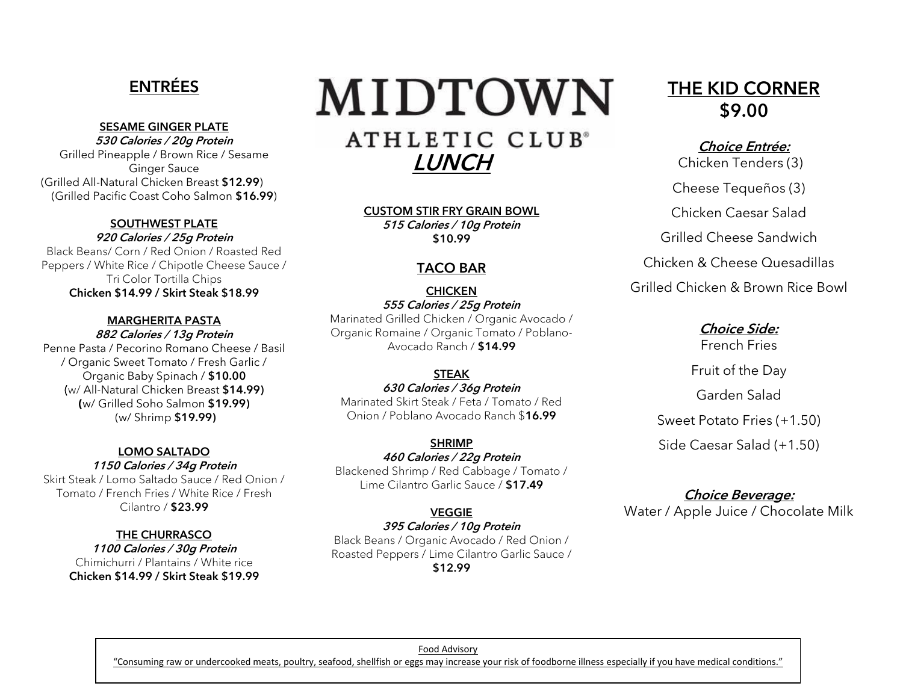# MIDTOWN ATHLETIC CLUB®

## LUNCH

## ENTRÉES

### SESAME GINGER PLATE

***530 Calories / 20g Protein***

Grilled Pineapple / Brown Rice / Sesame Ginger Sauce

(Grilled All-Natural Chicken Breast **$12.99**)

(Grilled Pacific Coast Coho Salmon **$16.99**)

### SOUTHWEST PLATE

***920 Calories / 25g Protein***

Black Beans/ Corn / Red Onion / Roasted Red Peppers / White Rice / Chipotle Cheese Sauce / Tri Color Tortilla Chips

**Chicken $14.99 / Skirt Steak $18.99**

### MARGHERITA PASTA

***882 Calories / 13g Protein***

Penne Pasta / Pecorino Romano Cheese / Basil / Organic Sweet Tomato / Fresh Garlic / Organic Baby Spinach / **$10.00**

(w/ All-Natural Chicken Breast **$14.99)**

**(**w/ Grilled Soho Salmon **$19.99)**

(w/ Shrimp **$19.99)**

### LOMO SALTADO

***1150 Calories / 34g Protein***

Skirt Steak / Lomo Saltado Sauce / Red Onion / Tomato / French Fries / White Rice / Fresh Cilantro / **$23.99**

### THE CHURRASCO

***1100 Calories / 30g Protein***

Chimichurri / Plantains / White rice

**Chicken $14.99 / Skirt Steak $19.99**

### CUSTOM STIR FRY GRAIN BOWL

***515 Calories / 10g Protein***

**$10.99**

## TACO BAR

### CHICKEN

***555 Calories / 25g Protein***

Marinated Grilled Chicken / Organic Avocado / Organic Romaine / Organic Tomato / Poblano-Avocado Ranch / **$14.99**

### STEAK

***630 Calories / 36g Protein***

Marinated Skirt Steak / Feta / Tomato / Red Onion / Poblano Avocado Ranch $**16.99**

### SHRIMP

***460 Calories / 22g Protein***

Blackened Shrimp / Red Cabbage / Tomato / Lime Cilantro Garlic Sauce / **$17.49**

### VEGGIE

***395 Calories / 10g Protein***

Black Beans / Organic Avocado / Red Onion / Roasted Peppers / Lime Cilantro Garlic Sauce / **$12.99**

## THE KID CORNER
## $9.00

***Choice Entrée:***

Chicken Tenders (3)

Cheese Tequeños (3)

Chicken Caesar Salad

Grilled Cheese Sandwich

Chicken & Cheese Quesadillas

Grilled Chicken & Brown Rice Bowl

***Choice Side:***

French Fries

Fruit of the Day

Garden Salad

Sweet Potato Fries (+1.50)

Side Caesar Salad (+1.50)

***Choice Beverage:***

Water / Apple Juice / Chocolate Milk

---

Food Advisory

"Consuming raw or undercooked meats, poultry, seafood, shellfish or eggs may increase your risk of foodborne illness especially if you have medical conditions."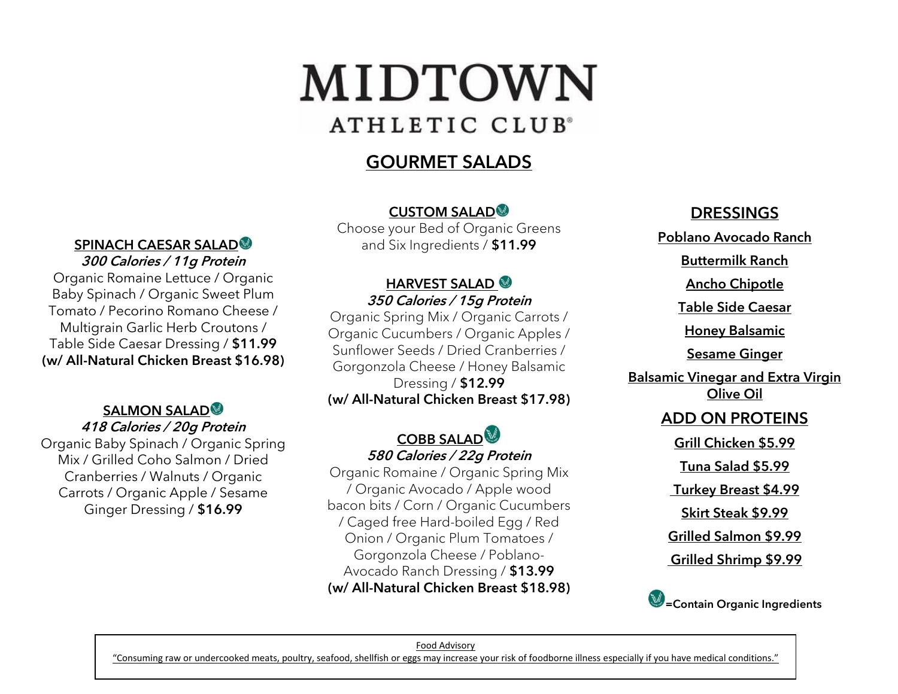# MIDTOWN ATHLETIC CLUB®

## GOURMET SALADS

### SPINACH CAESAR SALAD

***300 Calories / 11g Protein***

Organic Romaine Lettuce / Organic Baby Spinach / Organic Sweet Plum Tomato / Pecorino Romano Cheese / Multigrain Garlic Herb Croutons / Table Side Caesar Dressing / **$11.99**

**(w/ All-Natural Chicken Breast $16.98)**

### SALMON SALAD

***418 Calories / 20g Protein***

Organic Baby Spinach / Organic Spring Mix / Grilled Coho Salmon / Dried Cranberries / Walnuts / Organic Carrots / Organic Apple / Sesame Ginger Dressing / **$16.99**

### CUSTOM SALAD

Choose your Bed of Organic Greens and Six Ingredients / **$11.99**

### HARVEST SALAD

***350 Calories / 15g Protein***

Organic Spring Mix / Organic Carrots / Organic Cucumbers / Organic Apples / Sunflower Seeds / Dried Cranberries / Gorgonzola Cheese / Honey Balsamic Dressing / **$12.99**

**(w/ All-Natural Chicken Breast $17.98)**

### COBB SALAD

***580 Calories / 22g Protein***

Organic Romaine / Organic Spring Mix / Organic Avocado / Apple wood bacon bits / Corn / Organic Cucumbers / Caged free Hard-boiled Egg / Red Onion / Organic Plum Tomatoes / Gorgonzola Cheese / Poblano-Avocado Ranch Dressing / **$13.99**

**(w/ All-Natural Chicken Breast $18.98)**

## DRESSINGS

- Poblano Avocado Ranch
- Buttermilk Ranch
- Ancho Chipotle
- Table Side Caesar
- Honey Balsamic
- Sesame Ginger
- Balsamic Vinegar and Extra Virgin Olive Oil

## ADD ON PROTEINS

- Grill Chicken $5.99
- Tuna Salad $5.99
- Turkey Breast $4.99
- Skirt Steak $9.99
- Grilled Salmon $9.99
- Grilled Shrimp $9.99

**=Contain Organic Ingredients**

Food Advisory

"Consuming raw or undercooked meats, poultry, seafood, shellfish or eggs may increase your risk of foodborne illness especially if you have medical conditions."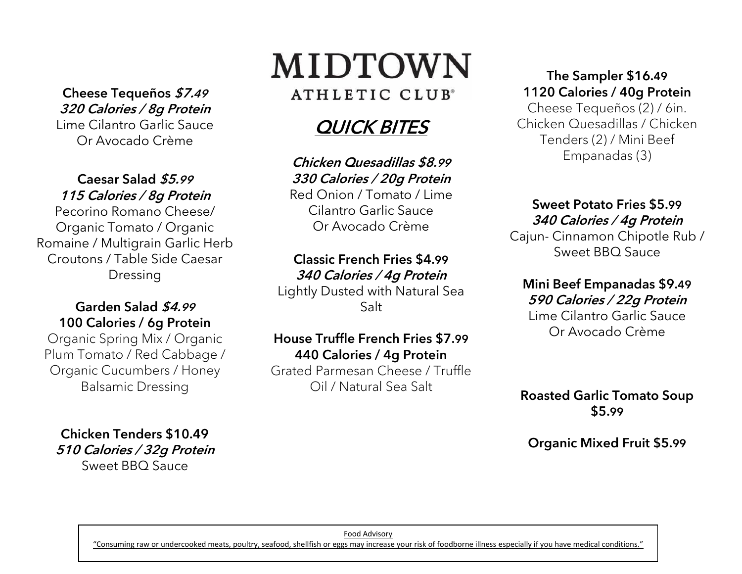# MIDTOWN ATHLETIC CLUB

## QUICK BITES

**Cheese Tequeños** ***$7.49***
***320 Calories / 8g Protein***
Lime Cilantro Garlic Sauce
Or Avocado Crème

**Caesar Salad** ***$5.99***
***115 Calories / 8g Protein***
Pecorino Romano Cheese/ Organic Tomato / Organic Romaine / Multigrain Garlic Herb Croutons / Table Side Caesar Dressing

**Garden Salad** ***$4.99***
**100 Calories / 6g Protein**
Organic Spring Mix / Organic Plum Tomato / Red Cabbage / Organic Cucumbers / Honey Balsamic Dressing

**Chicken Tenders $10.49**
***510 Calories / 32g Protein***
Sweet BBQ Sauce

***Chicken Quesadillas $8.99***
***330 Calories / 20g Protein***
Red Onion / Tomato / Lime Cilantro Garlic Sauce
Or Avocado Crème

**Classic French Fries $4.99**
***340 Calories / 4g Protein***
Lightly Dusted with Natural Sea Salt

**House Truffle French Fries $7.99**
**440 Calories / 4g Protein**
Grated Parmesan Cheese / Truffle Oil / Natural Sea Salt

**The Sampler $16.49**
**1120 Calories / 40g Protein**
Cheese Tequeños (2) / 6in. Chicken Quesadillas / Chicken Tenders (2) / Mini Beef Empanadas (3)

**Sweet Potato Fries $5.99**
***340 Calories / 4g Protein***
Cajun- Cinnamon Chipotle Rub / Sweet BBQ Sauce

**Mini Beef Empanadas $9.49**
***590 Calories / 22g Protein***
Lime Cilantro Garlic Sauce
Or Avocado Crème

**Roasted Garlic Tomato Soup $5.99**

**Organic Mixed Fruit $5.99**

Food Advisory
"Consuming raw or undercooked meats, poultry, seafood, shellfish or eggs may increase your risk of foodborne illness especially if you have medical conditions."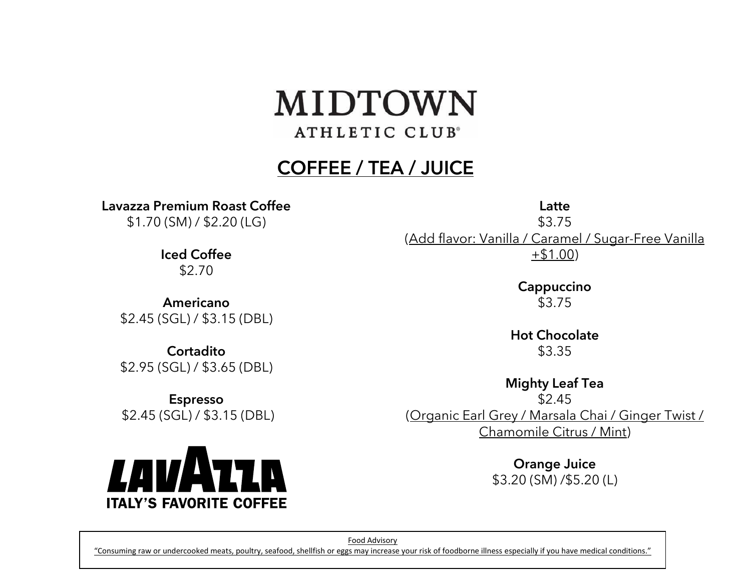# MIDTOWN

ATHLETIC CLUB®

## COFFEE / TEA / JUICE

**Lavazza Premium Roast Coffee**
$1.70 (SM) / $2.20 (LG)

**Iced Coffee**
$2.70

**Americano**
$2.45 (SGL) / $3.15 (DBL)

**Cortadito**
$2.95 (SGL) / $3.65 (DBL)

**Espresso**
$2.45 (SGL) / $3.15 (DBL)

LAVAZZA
ITALY'S FAVORITE COFFEE

**Latte**
$3.75
(Add flavor: Vanilla / Caramel / Sugar-Free Vanilla +$1.00)

**Cappuccino**
$3.75

**Hot Chocolate**
$3.35

**Mighty Leaf Tea**
$2.45
(Organic Earl Grey / Marsala Chai / Ginger Twist / Chamomile Citrus / Mint)

**Orange Juice**
$3.20 (SM) /$5.20 (L)

Food Advisory
"Consuming raw or undercooked meats, poultry, seafood, shellfish or eggs may increase your risk of foodborne illness especially if you have medical conditions."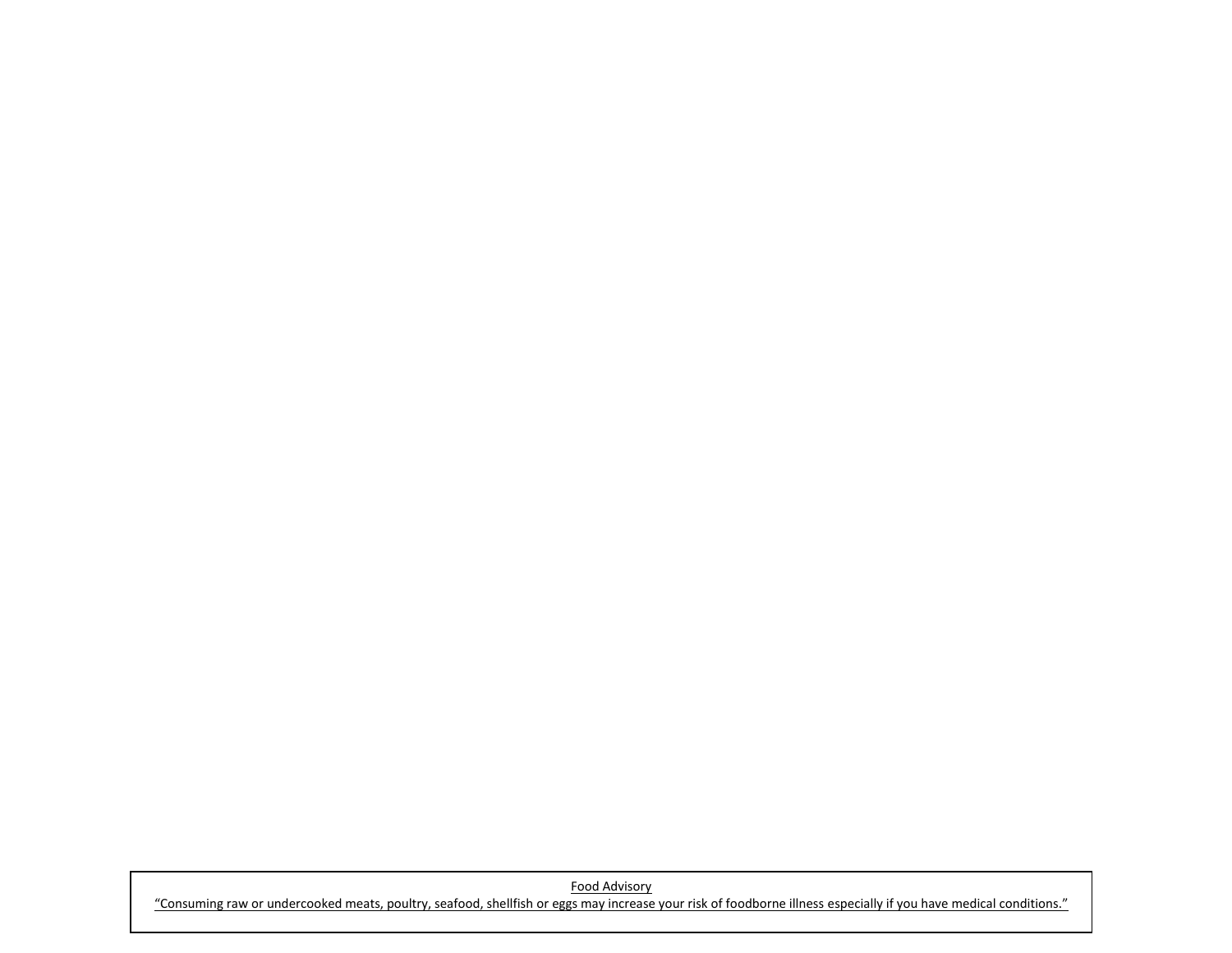Food Advisory

"Consuming raw or undercooked meats, poultry, seafood, shellfish or eggs may increase your risk of foodborne illness especially if you have medical conditions."